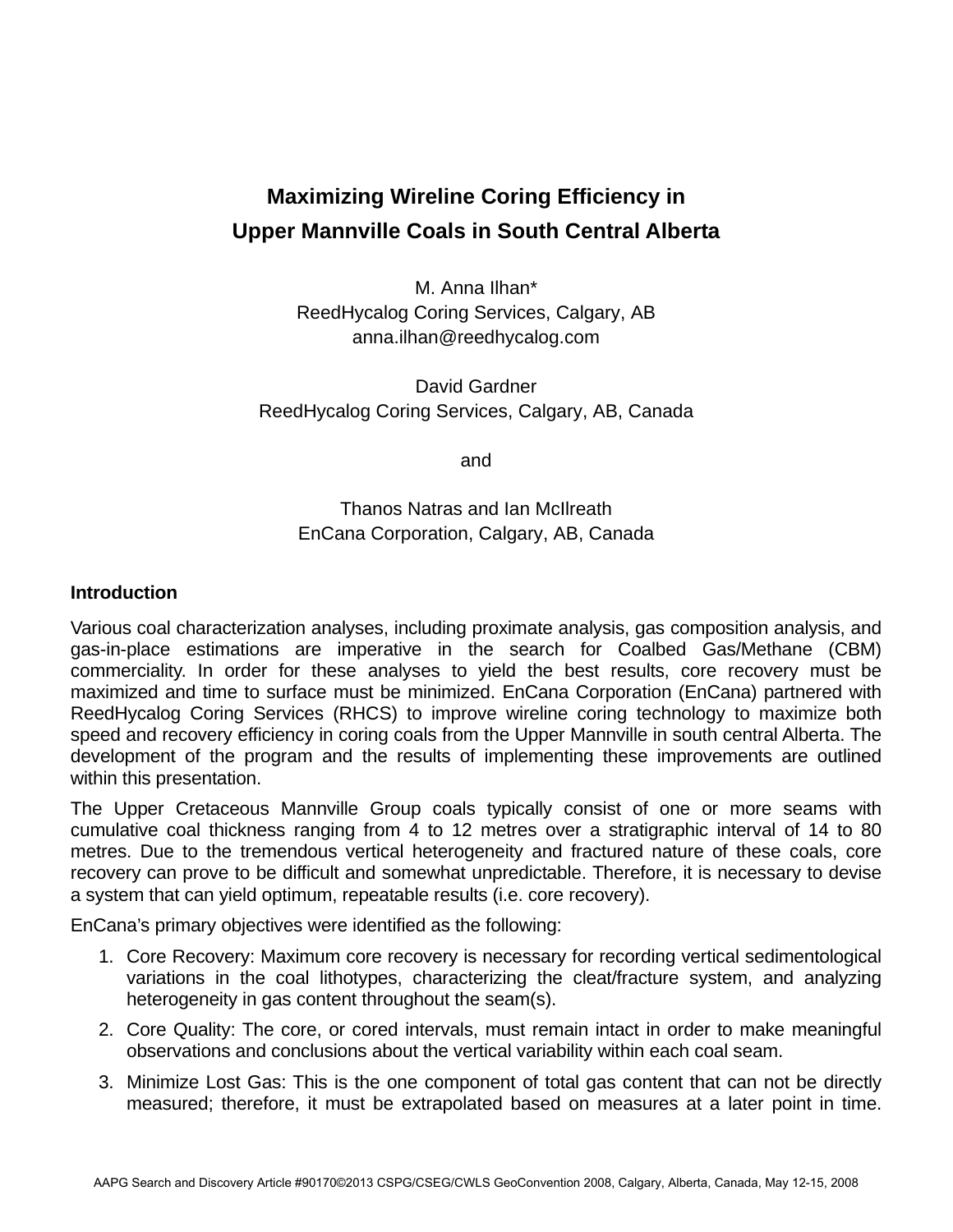# Maximizing Wireline Coring Efficiency in Upper Mannville Coals in South Central Alberta

M. Anna Ilhan*
ReedHycalog Coring Services, Calgary, AB
anna.ilhan@reedhycalog.com

David Gardner
ReedHycalog Coring Services, Calgary, AB, Canada

and

Thanos Natras and Ian McIlreath
EnCana Corporation, Calgary, AB, Canada

## Introduction

Various coal characterization analyses, including proximate analysis, gas composition analysis, and gas-in-place estimations are imperative in the search for Coalbed Gas/Methane (CBM) commerciality. In order for these analyses to yield the best results, core recovery must be maximized and time to surface must be minimized. EnCana Corporation (EnCana) partnered with ReedHycalog Coring Services (RHCS) to improve wireline coring technology to maximize both speed and recovery efficiency in coring coals from the Upper Mannville in south central Alberta. The development of the program and the results of implementing these improvements are outlined within this presentation.

The Upper Cretaceous Mannville Group coals typically consist of one or more seams with cumulative coal thickness ranging from 4 to 12 metres over a stratigraphic interval of 14 to 80 metres. Due to the tremendous vertical heterogeneity and fractured nature of these coals, core recovery can prove to be difficult and somewhat unpredictable. Therefore, it is necessary to devise a system that can yield optimum, repeatable results (i.e. core recovery).

EnCana's primary objectives were identified as the following:

1. Core Recovery: Maximum core recovery is necessary for recording vertical sedimentological variations in the coal lithotypes, characterizing the cleat/fracture system, and analyzing heterogeneity in gas content throughout the seam(s).
2. Core Quality: The core, or cored intervals, must remain intact in order to make meaningful observations and conclusions about the vertical variability within each coal seam.
3. Minimize Lost Gas: This is the one component of total gas content that can not be directly measured; therefore, it must be extrapolated based on measures at a later point in time.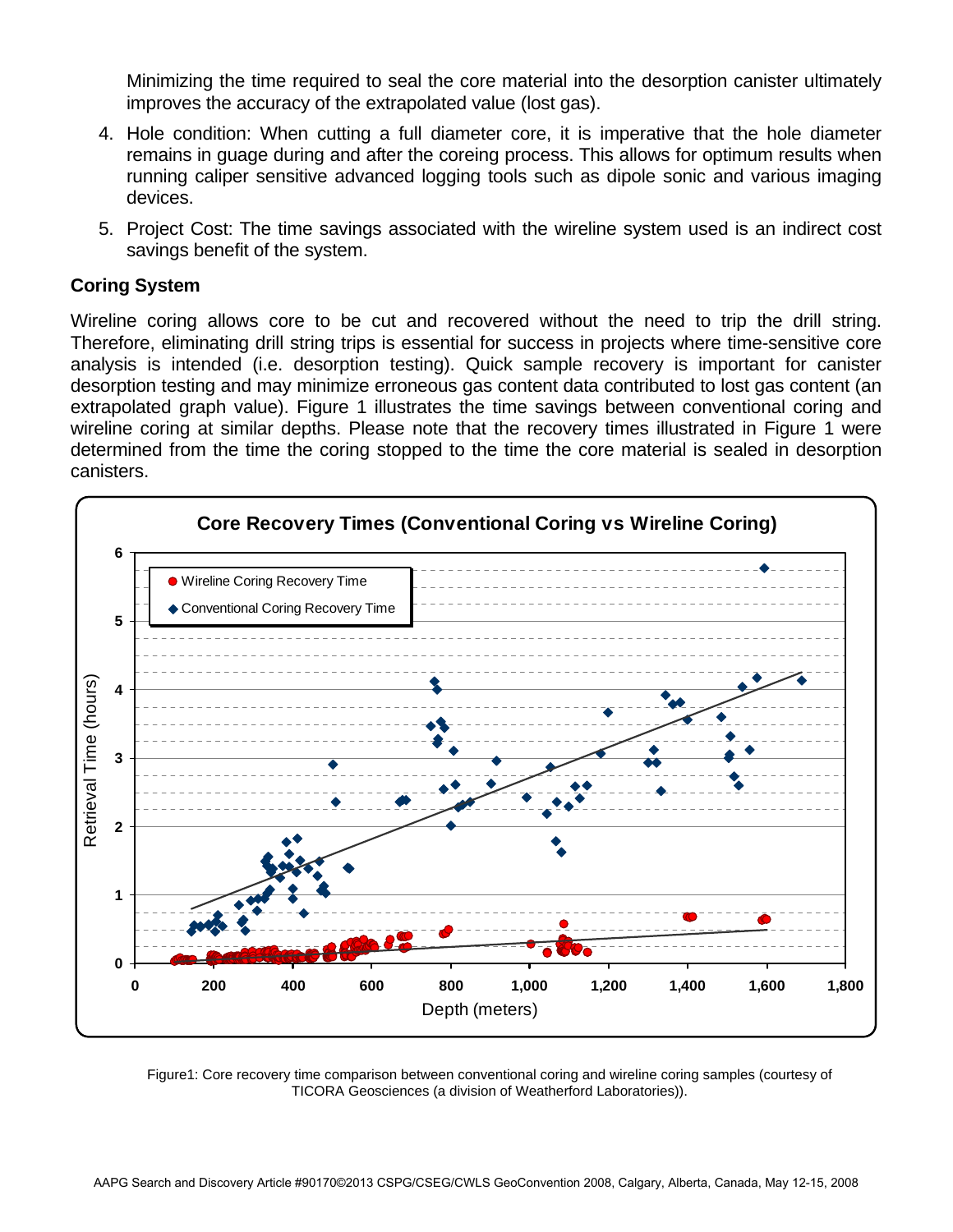Minimizing the time required to seal the core material into the desorption canister ultimately improves the accuracy of the extrapolated value (lost gas).

4. Hole condition: When cutting a full diameter core, it is imperative that the hole diameter remains in guage during and after the coreing process. This allows for optimum results when running caliper sensitive advanced logging tools such as dipole sonic and various imaging devices.
5. Project Cost: The time savings associated with the wireline system used is an indirect cost savings benefit of the system.

## Coring System

Wireline coring allows core to be cut and recovered without the need to trip the drill string. Therefore, eliminating drill string trips is essential for success in projects where time-sensitive core analysis is intended (i.e. desorption testing). Quick sample recovery is important for canister desorption testing and may minimize erroneous gas content data contributed to lost gas content (an extrapolated graph value). Figure 1 illustrates the time savings between conventional coring and wireline coring at similar depths. Please note that the recovery times illustrated in Figure 1 were determined from the time the coring stopped to the time the core material is sealed in desorption canisters.

Figure1: Core recovery time comparison between conventional coring and wireline coring samples (courtesy of TICORA Geosciences (a division of Weatherford Laboratories)).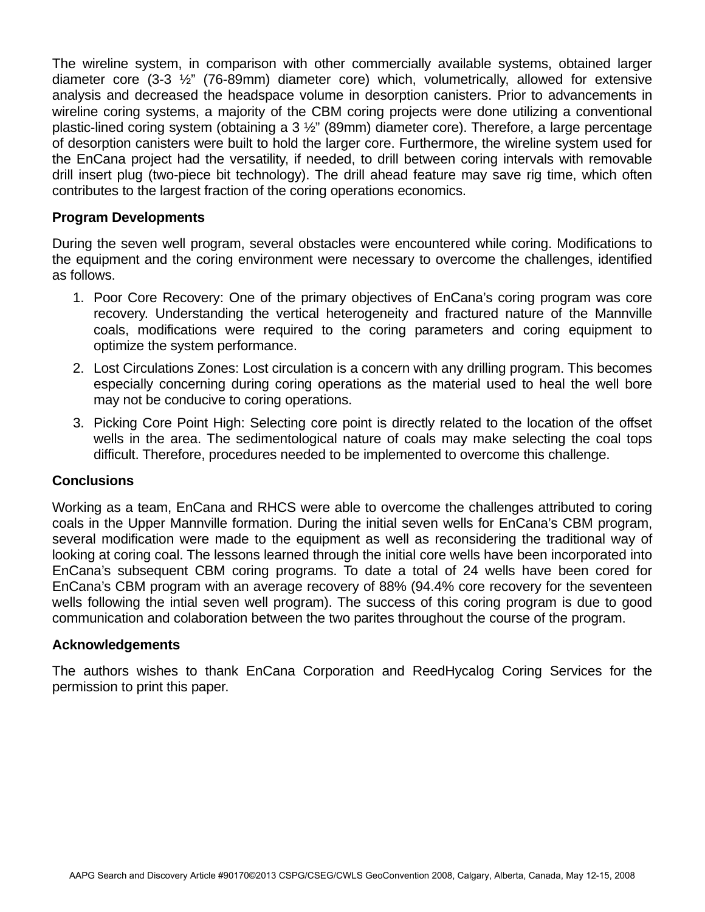The wireline system, in comparison with other commercially available systems, obtained larger diameter core (3-3 ½" (76-89mm) diameter core) which, volumetrically, allowed for extensive analysis and decreased the headspace volume in desorption canisters. Prior to advancements in wireline coring systems, a majority of the CBM coring projects were done utilizing a conventional plastic-lined coring system (obtaining a 3 ½" (89mm) diameter core). Therefore, a large percentage of desorption canisters were built to hold the larger core. Furthermore, the wireline system used for the EnCana project had the versatility, if needed, to drill between coring intervals with removable drill insert plug (two-piece bit technology). The drill ahead feature may save rig time, which often contributes to the largest fraction of the coring operations economics.

**Program Developments**

During the seven well program, several obstacles were encountered while coring. Modifications to the equipment and the coring environment were necessary to overcome the challenges, identified as follows.

1. Poor Core Recovery: One of the primary objectives of EnCana's coring program was core recovery. Understanding the vertical heterogeneity and fractured nature of the Mannville coals, modifications were required to the coring parameters and coring equipment to optimize the system performance.
2. Lost Circulations Zones: Lost circulation is a concern with any drilling program. This becomes especially concerning during coring operations as the material used to heal the well bore may not be conducive to coring operations.
3. Picking Core Point High: Selecting core point is directly related to the location of the offset wells in the area. The sedimentological nature of coals may make selecting the coal tops difficult. Therefore, procedures needed to be implemented to overcome this challenge.

**Conclusions**

Working as a team, EnCana and RHCS were able to overcome the challenges attributed to coring coals in the Upper Mannville formation. During the initial seven wells for EnCana's CBM program, several modification were made to the equipment as well as reconsidering the traditional way of looking at coring coal. The lessons learned through the initial core wells have been incorporated into EnCana's subsequent CBM coring programs. To date a total of 24 wells have been cored for EnCana's CBM program with an average recovery of 88% (94.4% core recovery for the seventeen wells following the intial seven well program). The success of this coring program is due to good communication and colaboration between the two parites throughout the course of the program.

**Acknowledgements**

The authors wishes to thank EnCana Corporation and ReedHycalog Coring Services for the permission to print this paper.